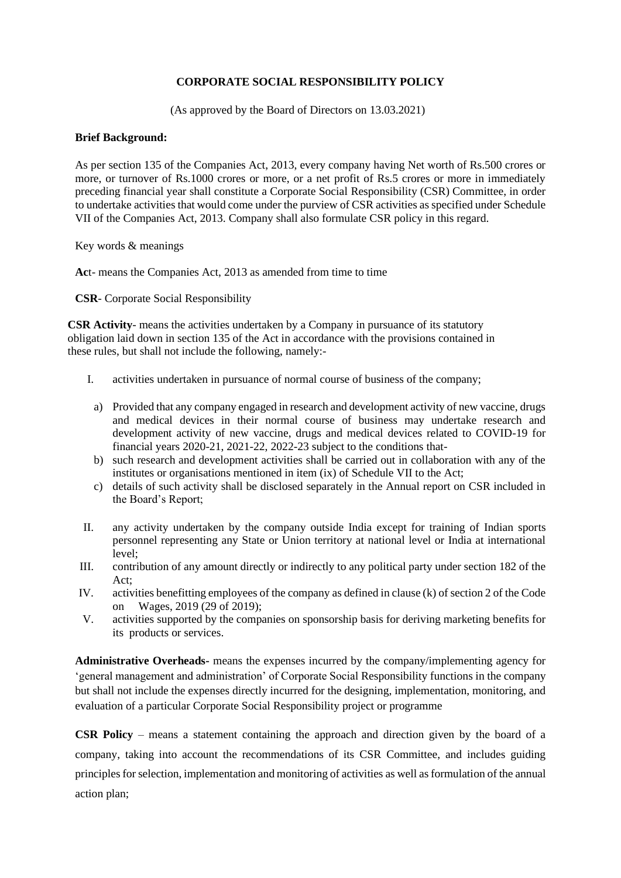**CORPORATE SOCIAL RESPONSIBILITY POLICY**

(As approved by the Board of Directors on 13.03.2021)

**Brief Background:**

As per section 135 of the Companies Act, 2013, every company having Net worth of Rs.500 crores or more, or turnover of Rs.1000 crores or more, or a net profit of Rs.5 crores or more in immediately preceding financial year shall constitute a Corporate Social Responsibility (CSR) Committee, in order to undertake activities that would come under the purview of CSR activities as specified under Schedule VII of the Companies Act, 2013. Company shall also formulate CSR policy in this regard.

Key words & meanings

**Ac**t- means the Companies Act, 2013 as amended from time to time

**CSR**- Corporate Social Responsibility

**CSR Activity**- means the activities undertaken by a Company in pursuance of its statutory obligation laid down in section 135 of the Act in accordance with the provisions contained in these rules, but shall not include the following, namely:-

I. activities undertaken in pursuance of normal course of business of the company;

   a) Provided that any company engaged in research and development activity of new vaccine, drugs and medical devices in their normal course of business may undertake research and development activity of new vaccine, drugs and medical devices related to COVID-19 for financial years 2020-21, 2021-22, 2022-23 subject to the conditions that-
   b) such research and development activities shall be carried out in collaboration with any of the institutes or organisations mentioned in item (ix) of Schedule VII to the Act;
   c) details of such activity shall be disclosed separately in the Annual report on CSR included in the Board's Report;

II. any activity undertaken by the company outside India except for training of Indian sports personnel representing any State or Union territory at national level or India at international level;

III. contribution of any amount directly or indirectly to any political party under section 182 of the Act;

IV. activities benefitting employees of the company as defined in clause (k) of section 2 of the Code on Wages, 2019 (29 of 2019);

V. activities supported by the companies on sponsorship basis for deriving marketing benefits for its products or services.

**Administrative Overheads-** means the expenses incurred by the company/implementing agency for 'general management and administration' of Corporate Social Responsibility functions in the company but shall not include the expenses directly incurred for the designing, implementation, monitoring, and evaluation of a particular Corporate Social Responsibility project or programme

**CSR Policy** – means a statement containing the approach and direction given by the board of a company, taking into account the recommendations of its CSR Committee, and includes guiding principles for selection, implementation and monitoring of activities as well as formulation of the annual action plan;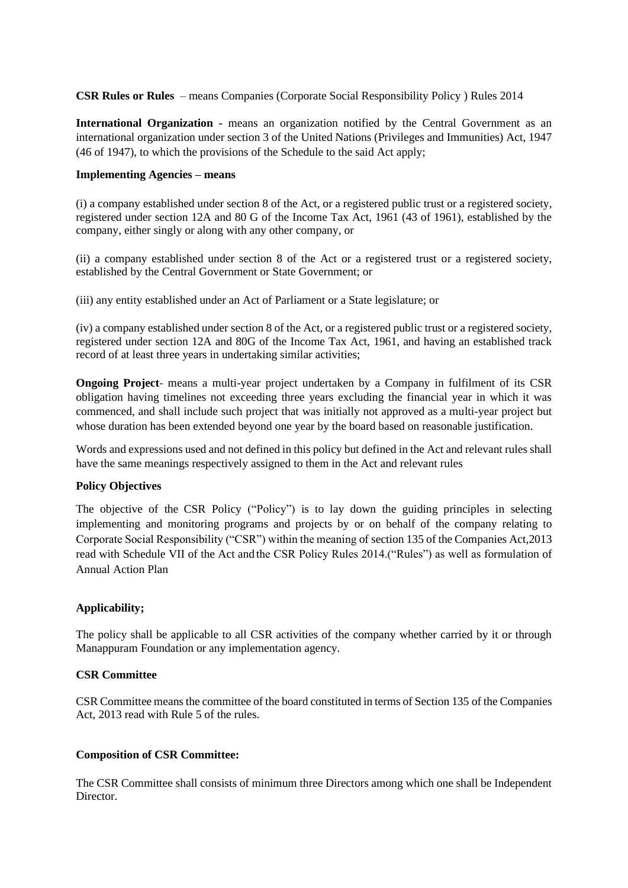**CSR Rules or Rules** – means Companies (Corporate Social Responsibility Policy ) Rules 2014

**International Organization -** means an organization notified by the Central Government as an international organization under section 3 of the United Nations (Privileges and Immunities) Act, 1947 (46 of 1947), to which the provisions of the Schedule to the said Act apply;

**Implementing Agencies – means**

(i) a company established under section 8 of the Act, or a registered public trust or a registered society, registered under section 12A and 80 G of the Income Tax Act, 1961 (43 of 1961), established by the company, either singly or along with any other company, or

(ii) a company established under section 8 of the Act or a registered trust or a registered society, established by the Central Government or State Government; or

(iii) any entity established under an Act of Parliament or a State legislature; or

(iv) a company established under section 8 of the Act, or a registered public trust or a registered society, registered under section 12A and 80G of the Income Tax Act, 1961, and having an established track record of at least three years in undertaking similar activities;

**Ongoing Project**- means a multi-year project undertaken by a Company in fulfilment of its CSR obligation having timelines not exceeding three years excluding the financial year in which it was commenced, and shall include such project that was initially not approved as a multi-year project but whose duration has been extended beyond one year by the board based on reasonable justification.

Words and expressions used and not defined in this policy but defined in the Act and relevant rules shall have the same meanings respectively assigned to them in the Act and relevant rules

**Policy Objectives**

The objective of the CSR Policy ("Policy") is to lay down the guiding principles in selecting implementing and monitoring programs and projects by or on behalf of the company relating to Corporate Social Responsibility ("CSR") within the meaning of section 135 of the Companies Act,2013 read with Schedule VII of the Act and the CSR Policy Rules 2014.("Rules") as well as formulation of Annual Action Plan

**Applicability;**

The policy shall be applicable to all CSR activities of the company whether carried by it or through Manappuram Foundation or any implementation agency.

**CSR Committee**

CSR Committee means the committee of the board constituted in terms of Section 135 of the Companies Act, 2013 read with Rule 5 of the rules.

**Composition of CSR Committee:**

The CSR Committee shall consists of minimum three Directors among which one shall be Independent Director.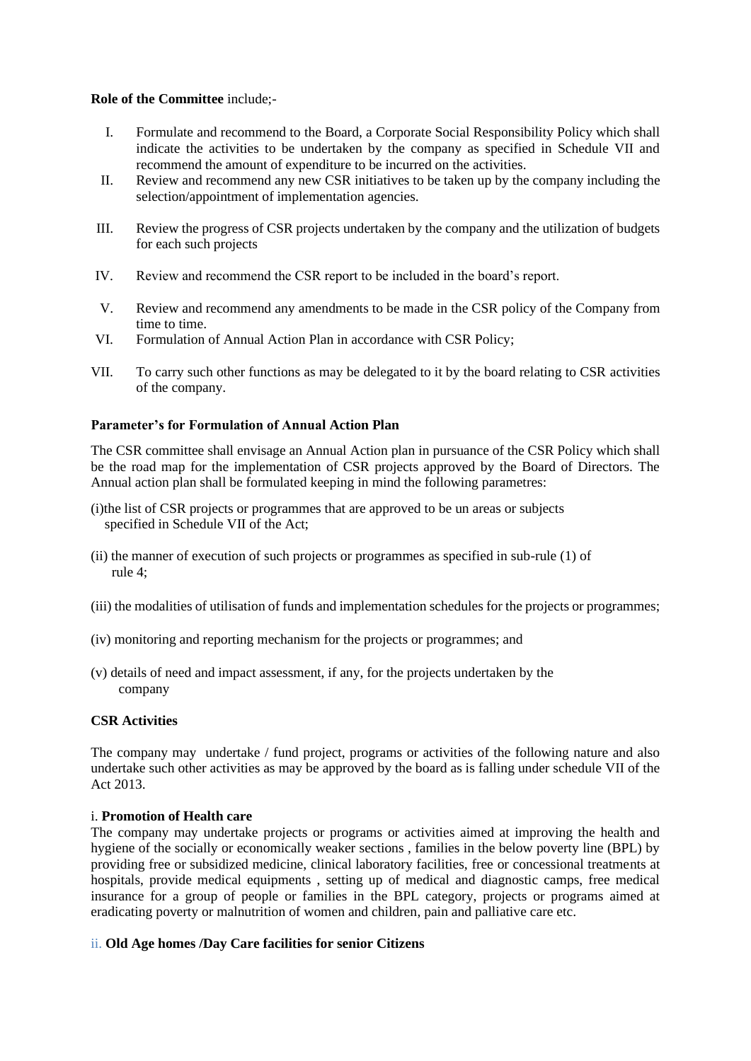**Role of the Committee** include;-

I. Formulate and recommend to the Board, a Corporate Social Responsibility Policy which shall indicate the activities to be undertaken by the company as specified in Schedule VII and recommend the amount of expenditure to be incurred on the activities.

II. Review and recommend any new CSR initiatives to be taken up by the company including the selection/appointment of implementation agencies.

III. Review the progress of CSR projects undertaken by the company and the utilization of budgets for each such projects

IV. Review and recommend the CSR report to be included in the board's report.

V. Review and recommend any amendments to be made in the CSR policy of the Company from time to time.

VI. Formulation of Annual Action Plan in accordance with CSR Policy;

VII. To carry such other functions as may be delegated to it by the board relating to CSR activities of the company.

**Parameter's for Formulation of Annual Action Plan**

The CSR committee shall envisage an Annual Action plan in pursuance of the CSR Policy which shall be the road map for the implementation of CSR projects approved by the Board of Directors. The Annual action plan shall be formulated keeping in mind the following parametres:

(i)the list of CSR projects or programmes that are approved to be un areas or subjects specified in Schedule VII of the Act;

(ii) the manner of execution of such projects or programmes as specified in sub-rule (1) of rule 4;

(iii) the modalities of utilisation of funds and implementation schedules for the projects or programmes;

(iv) monitoring and reporting mechanism for the projects or programmes; and

(v) details of need and impact assessment, if any, for the projects undertaken by the company

**CSR Activities**

The company may undertake / fund project, programs or activities of the following nature and also undertake such other activities as may be approved by the board as is falling under schedule VII of the Act 2013.

i. **Promotion of Health care**

The company may undertake projects or programs or activities aimed at improving the health and hygiene of the socially or economically weaker sections , families in the below poverty line (BPL) by providing free or subsidized medicine, clinical laboratory facilities, free or concessional treatments at hospitals, provide medical equipments , setting up of medical and diagnostic camps, free medical insurance for a group of people or families in the BPL category, projects or programs aimed at eradicating poverty or malnutrition of women and children, pain and palliative care etc.

ii. **Old Age homes /Day Care facilities for senior Citizens**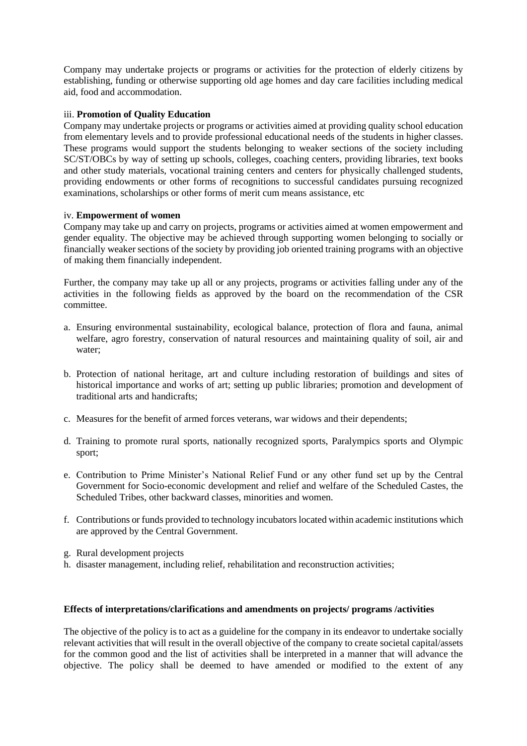Company may undertake projects or programs or activities for the protection of elderly citizens by establishing, funding or otherwise supporting old age homes and day care facilities including medical aid, food and accommodation.

iii. **Promotion of Quality Education**

Company may undertake projects or programs or activities aimed at providing quality school education from elementary levels and to provide professional educational needs of the students in higher classes. These programs would support the students belonging to weaker sections of the society including SC/ST/OBCs by way of setting up schools, colleges, coaching centers, providing libraries, text books and other study materials, vocational training centers and centers for physically challenged students, providing endowments or other forms of recognitions to successful candidates pursuing recognized examinations, scholarships or other forms of merit cum means assistance, etc

iv. **Empowerment of women**

Company may take up and carry on projects, programs or activities aimed at women empowerment and gender equality. The objective may be achieved through supporting women belonging to socially or financially weaker sections of the society by providing job oriented training programs with an objective of making them financially independent.

Further, the company may take up all or any projects, programs or activities falling under any of the activities in the following fields as approved by the board on the recommendation of the CSR committee.

a. Ensuring environmental sustainability, ecological balance, protection of flora and fauna, animal welfare, agro forestry, conservation of natural resources and maintaining quality of soil, air and water;

b. Protection of national heritage, art and culture including restoration of buildings and sites of historical importance and works of art; setting up public libraries; promotion and development of traditional arts and handicrafts;

c. Measures for the benefit of armed forces veterans, war widows and their dependents;

d. Training to promote rural sports, nationally recognized sports, Paralympics sports and Olympic sport;

e. Contribution to Prime Minister's National Relief Fund or any other fund set up by the Central Government for Socio-economic development and relief and welfare of the Scheduled Castes, the Scheduled Tribes, other backward classes, minorities and women.

f. Contributions or funds provided to technology incubators located within academic institutions which are approved by the Central Government.

g. Rural development projects

h. disaster management, including relief, rehabilitation and reconstruction activities;

**Effects of interpretations/clarifications and amendments on projects/ programs /activities**

The objective of the policy is to act as a guideline for the company in its endeavor to undertake socially relevant activities that will result in the overall objective of the company to create societal capital/assets for the common good and the list of activities shall be interpreted in a manner that will advance the objective. The policy shall be deemed to have amended or modified to the extent of any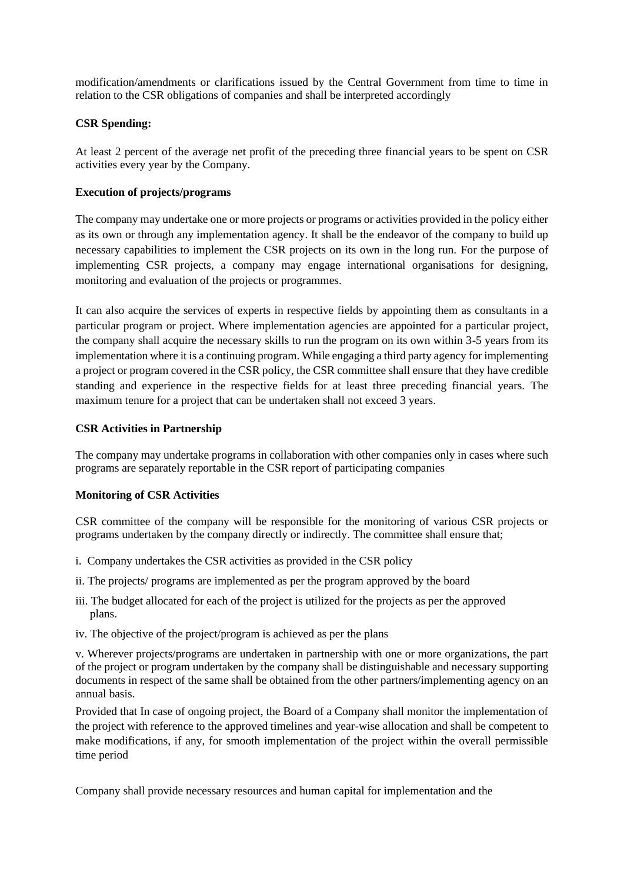modification/amendments or clarifications issued by the Central Government from time to time in relation to the CSR obligations of companies and shall be interpreted accordingly

**CSR Spending:**

At least 2 percent of the average net profit of the preceding three financial years to be spent on CSR activities every year by the Company.

**Execution of projects/programs**

The company may undertake one or more projects or programs or activities provided in the policy either as its own or through any implementation agency. It shall be the endeavor of the company to build up necessary capabilities to implement the CSR projects on its own in the long run. For the purpose of implementing CSR projects, a company may engage international organisations for designing, monitoring and evaluation of the projects or programmes.

It can also acquire the services of experts in respective fields by appointing them as consultants in a particular program or project. Where implementation agencies are appointed for a particular project, the company shall acquire the necessary skills to run the program on its own within 3-5 years from its implementation where it is a continuing program. While engaging a third party agency for implementing a project or program covered in the CSR policy, the CSR committee shall ensure that they have credible standing and experience in the respective fields for at least three preceding financial years. The maximum tenure for a project that can be undertaken shall not exceed 3 years.

**CSR Activities in Partnership**

The company may undertake programs in collaboration with other companies only in cases where such programs are separately reportable in the CSR report of participating companies

**Monitoring of CSR Activities**

CSR committee of the company will be responsible for the monitoring of various CSR projects or programs undertaken by the company directly or indirectly. The committee shall ensure that;

i. Company undertakes the CSR activities as provided in the CSR policy

ii. The projects/ programs are implemented as per the program approved by the board

iii. The budget allocated for each of the project is utilized for the projects as per the approved plans.

iv. The objective of the project/program is achieved as per the plans

v. Wherever projects/programs are undertaken in partnership with one or more organizations, the part of the project or program undertaken by the company shall be distinguishable and necessary supporting documents in respect of the same shall be obtained from the other partners/implementing agency on an annual basis.

Provided that In case of ongoing project, the Board of a Company shall monitor the implementation of the project with reference to the approved timelines and year-wise allocation and shall be competent to make modifications, if any, for smooth implementation of the project within the overall permissible time period

Company shall provide necessary resources and human capital for implementation and the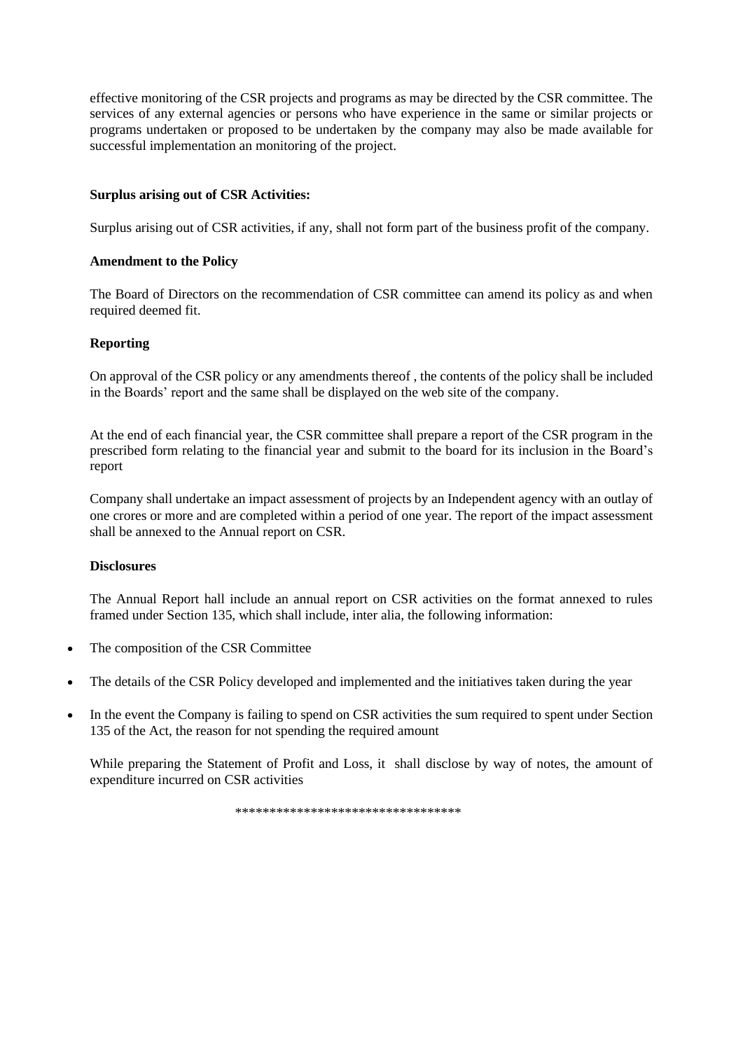effective monitoring of the CSR projects and programs as may be directed by the CSR committee. The services of any external agencies or persons who have experience in the same or similar projects or programs undertaken or proposed to be undertaken by the company may also be made available for successful implementation an monitoring of the project.

**Surplus arising out of CSR Activities:**

Surplus arising out of CSR activities, if any, shall not form part of the business profit of the company.

**Amendment to the Policy**

The Board of Directors on the recommendation of CSR committee can amend its policy as and when required deemed fit.

**Reporting**

On approval of the CSR policy or any amendments thereof , the contents of the policy shall be included in the Boards' report and the same shall be displayed on the web site of the company.

At the end of each financial year, the CSR committee shall prepare a report of the CSR program in the prescribed form relating to the financial year and submit to the board for its inclusion in the Board's report

Company shall undertake an impact assessment of projects by an Independent agency with an outlay of one crores or more and are completed within a period of one year. The report of the impact assessment shall be annexed to the Annual report on CSR.

**Disclosures**

The Annual Report hall include an annual report on CSR activities on the format annexed to rules framed under Section 135, which shall include, inter alia, the following information:

- The composition of the CSR Committee
- The details of the CSR Policy developed and implemented and the initiatives taken during the year
- In the event the Company is failing to spend on CSR activities the sum required to spent under Section 135 of the Act, the reason for not spending the required amount

While preparing the Statement of Profit and Loss, it shall disclose by way of notes, the amount of expenditure incurred on CSR activities

********************************